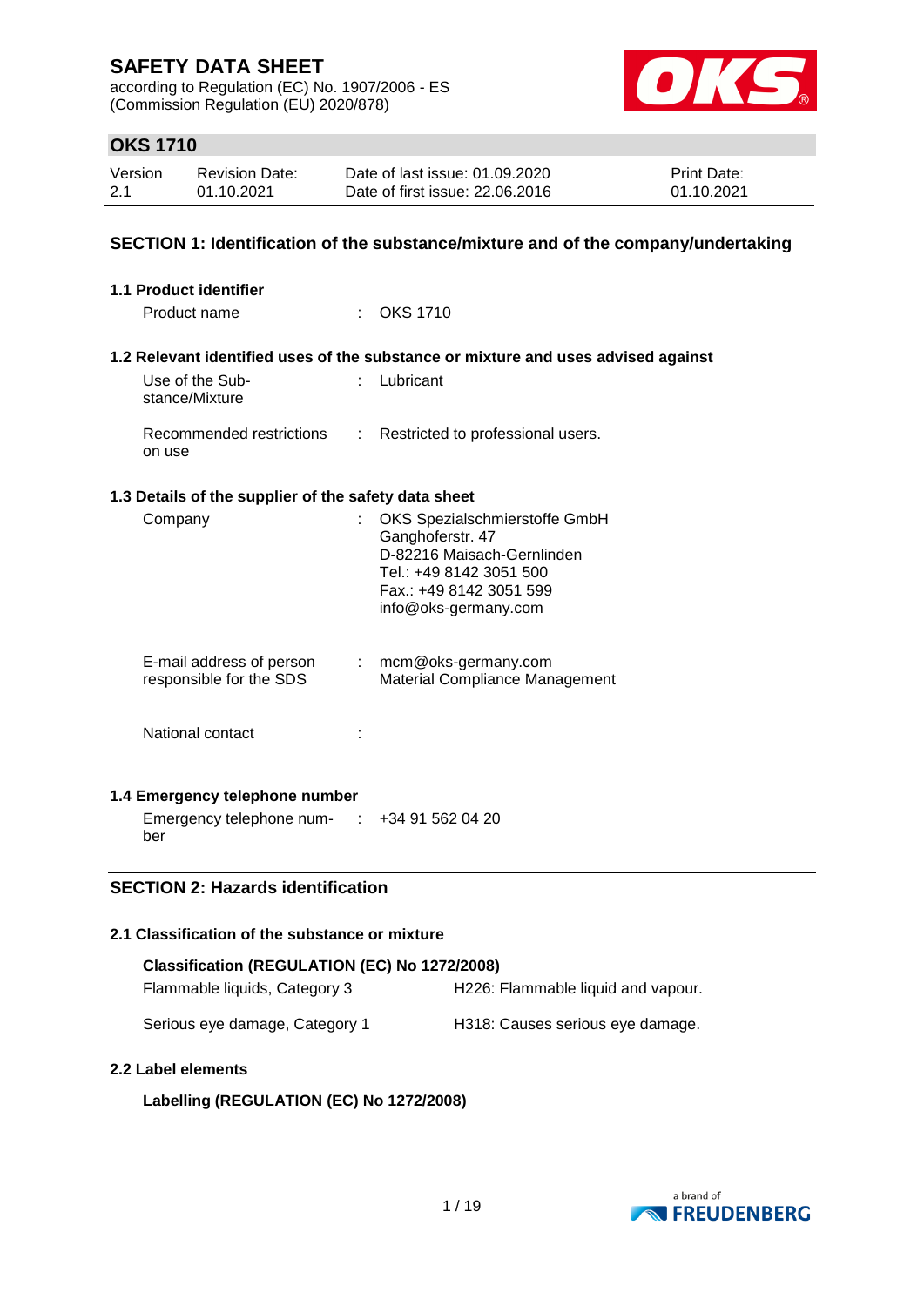# SAFETY DATA SHEET

according to Regulation (EC) No. 1907/2006 - ES
(Commission Regulation (EU) 2020/878)

## OKS 1710

| Version | Revision Date: | Date of last issue: 01.09.2020 | Print Date: |
|---|---|---|---|
| 2.1 | 01.10.2021 | Date of first issue: 22.06.2016 | 01.10.2021 |

## SECTION 1: Identification of the substance/mixture and of the company/undertaking

### 1.1 Product identifier

Product name : OKS 1710

### 1.2 Relevant identified uses of the substance or mixture and uses advised against

Use of the Substance/Mixture : Lubricant

Recommended restrictions on use : Restricted to professional users.

### 1.3 Details of the supplier of the safety data sheet

Company : OKS Spezialschmierstoffe GmbH
Ganghoferstr. 47
D-82216 Maisach-Gernlinden
Tel.: +49 8142 3051 500
Fax.: +49 8142 3051 599
info@oks-germany.com

E-mail address of person responsible for the SDS : mcm@oks-germany.com
Material Compliance Management

National contact :

### 1.4 Emergency telephone number

Emergency telephone number : +34 91 562 04 20

## SECTION 2: Hazards identification

### 2.1 Classification of the substance or mixture

**Classification (REGULATION (EC) No 1272/2008)**

| | |
|---|---|
| Flammable liquids, Category 3 | H226: Flammable liquid and vapour. |
| Serious eye damage, Category 1 | H318: Causes serious eye damage. |

### 2.2 Label elements

**Labelling (REGULATION (EC) No 1272/2008)**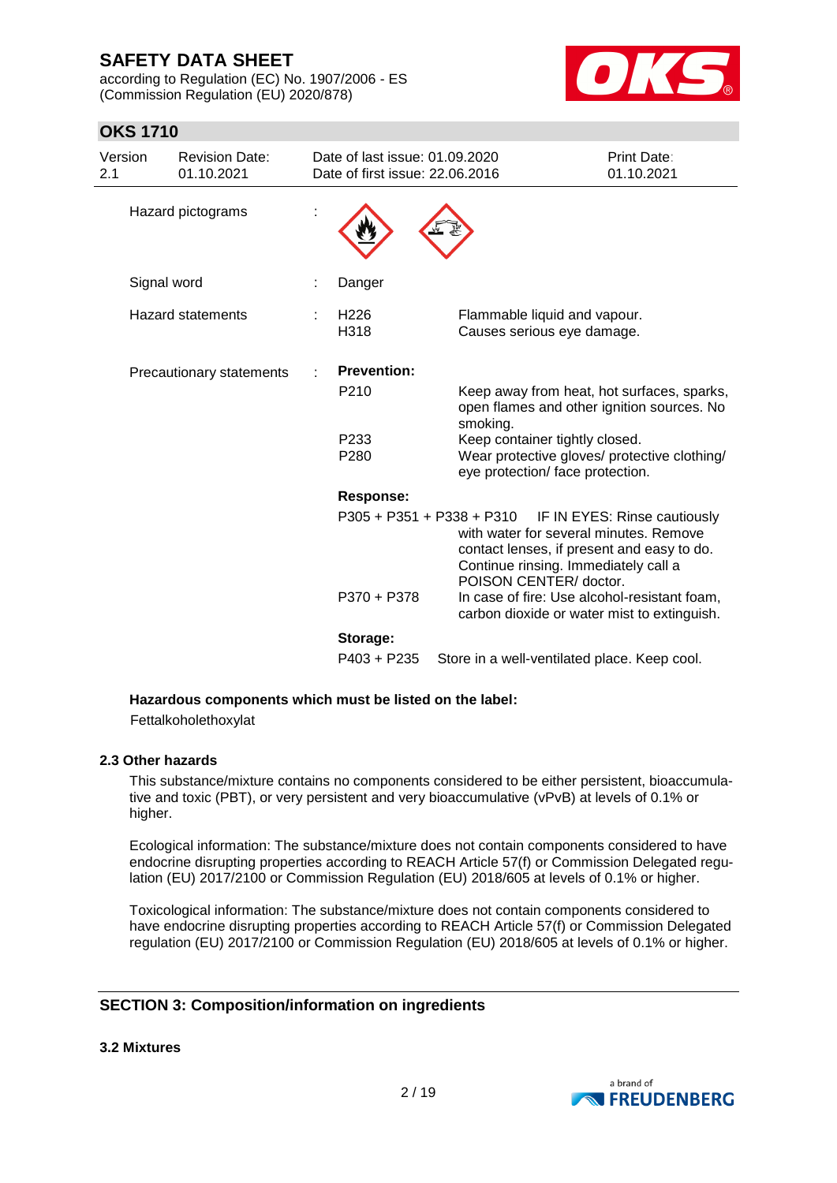| | | | |
|---|---|---|---|
| Hazard pictograms | : | | |
| Signal word | : | Danger | |
| Hazard statements | : | H226 | Flammable liquid and vapour. |
| | | H318 | Causes serious eye damage. |
| Precautionary statements | : | **Prevention:** | |
| | | P210 | Keep away from heat, hot surfaces, sparks, open flames and other ignition sources. No smoking. |
| | | P233 | Keep container tightly closed. |
| | | P280 | Wear protective gloves/ protective clothing/ eye protection/ face protection. |
| | | **Response:** | |
| | | P305 + P351 + P338 + P310 | IF IN EYES: Rinse cautiously with water for several minutes. Remove contact lenses, if present and easy to do. Continue rinsing. Immediately call a POISON CENTER/ doctor. |
| | | P370 + P378 | In case of fire: Use alcohol-resistant foam, carbon dioxide or water mist to extinguish. |
| | | **Storage:** | |
| | | P403 + P235 | Store in a well-ventilated place. Keep cool. |

**Hazardous components which must be listed on the label:**

Fettalkoholethoxylat

### 2.3 Other hazards

This substance/mixture contains no components considered to be either persistent, bioaccumulative and toxic (PBT), or very persistent and very bioaccumulative (vPvB) at levels of 0.1% or higher.

Ecological information: The substance/mixture does not contain components considered to have endocrine disrupting properties according to REACH Article 57(f) or Commission Delegated regulation (EU) 2017/2100 or Commission Regulation (EU) 2018/605 at levels of 0.1% or higher.

Toxicological information: The substance/mixture does not contain components considered to have endocrine disrupting properties according to REACH Article 57(f) or Commission Delegated regulation (EU) 2017/2100 or Commission Regulation (EU) 2018/605 at levels of 0.1% or higher.

## SECTION 3: Composition/information on ingredients

### 3.2 Mixtures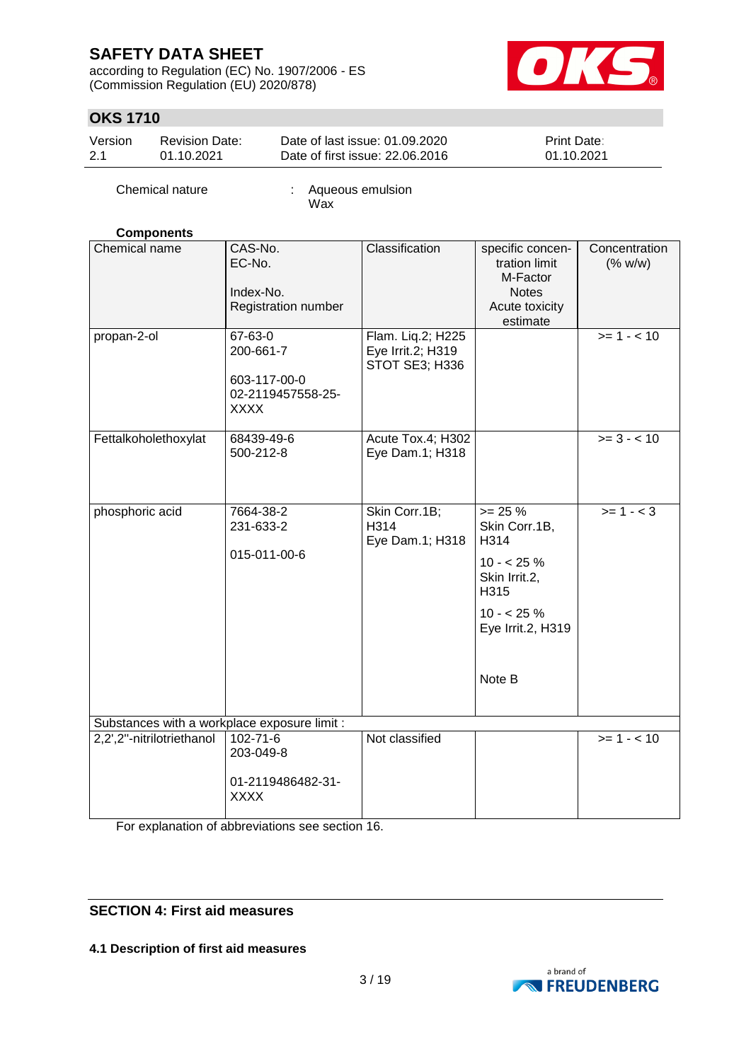Chemical nature : Aqueous emulsion
Wax

**Components**

| Chemical name | CAS-No.<br>EC-No.<br>Index-No.<br>Registration number | Classification | specific concentration limit<br>M-Factor<br>Notes<br>Acute toxicity estimate | Concentration (% w/w) |
|---|---|---|---|---|
| propan-2-ol | 67-63-0<br>200-661-7<br>603-117-00-0<br>02-2119457558-25-XXXX | Flam. Liq.2; H225<br>Eye Irrit.2; H319<br>STOT SE3; H336 | | >= 1 - < 10 |
| Fettalkoholethoxylat | 68439-49-6<br>500-212-8 | Acute Tox.4; H302<br>Eye Dam.1; H318 | | >= 3 - < 10 |
| phosphoric acid | 7664-38-2<br>231-633-2<br>015-011-00-6 | Skin Corr.1B; H314<br>Eye Dam.1; H318 | >= 25 %<br>Skin Corr.1B, H314<br>10 - < 25 %<br>Skin Irrit.2, H315<br>10 - < 25 %<br>Eye Irrit.2, H319<br>Note B | >= 1 - < 3 |
| Substances with a workplace exposure limit : | | | | |
| 2,2',2''-nitrilotriethanol | 102-71-6<br>203-049-8<br>01-2119486482-31-XXXX | Not classified | | >= 1 - < 10 |

For explanation of abbreviations see section 16.

## SECTION 4: First aid measures

### 4.1 Description of first aid measures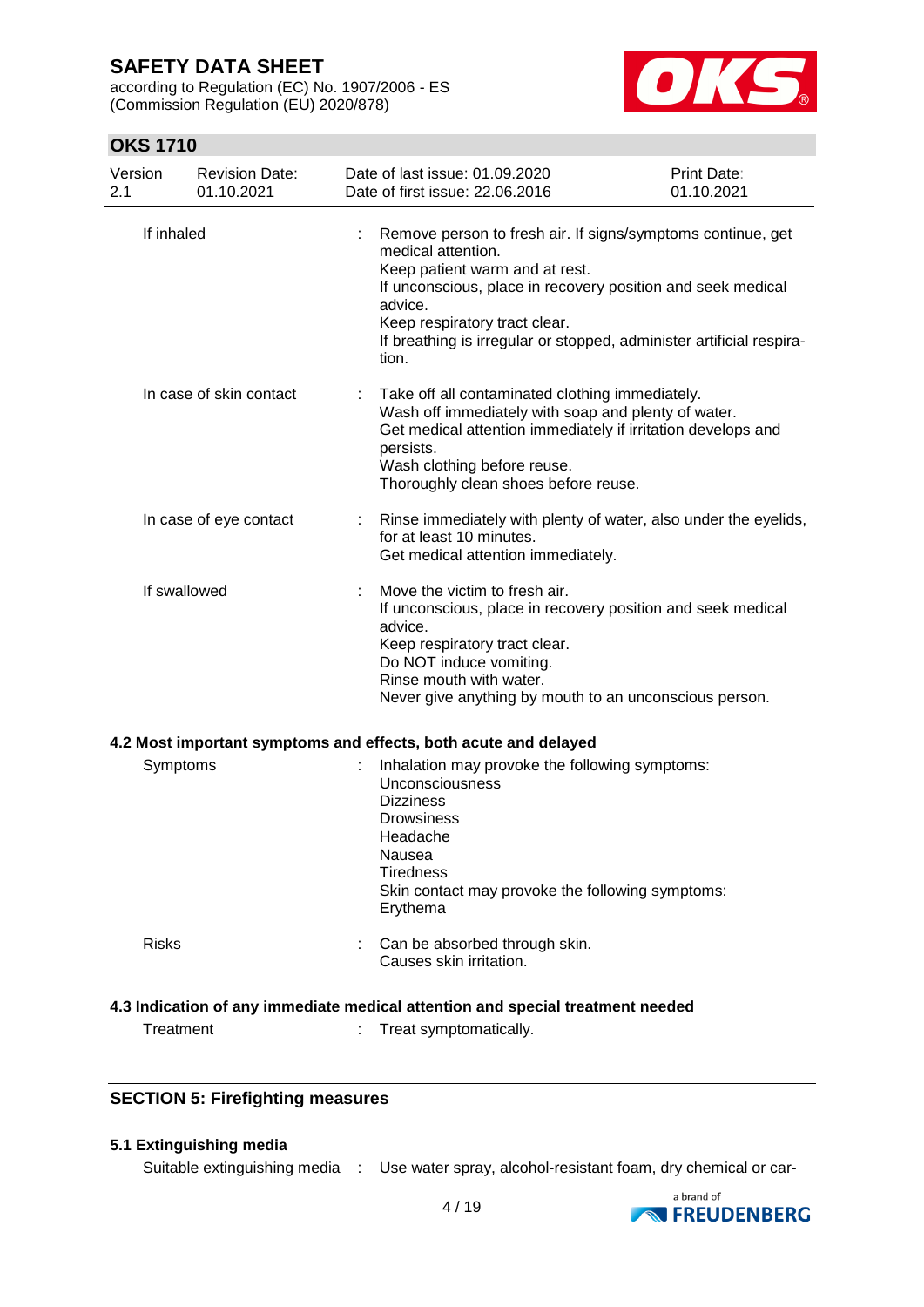| | | |
|---|---|---|
| If inhaled | : | Remove person to fresh air. If signs/symptoms continue, get medical attention.<br>Keep patient warm and at rest.<br>If unconscious, place in recovery position and seek medical advice.<br>Keep respiratory tract clear.<br>If breathing is irregular or stopped, administer artificial respiration. |
| In case of skin contact | : | Take off all contaminated clothing immediately.<br>Wash off immediately with soap and plenty of water.<br>Get medical attention immediately if irritation develops and persists.<br>Wash clothing before reuse.<br>Thoroughly clean shoes before reuse. |
| In case of eye contact | : | Rinse immediately with plenty of water, also under the eyelids, for at least 10 minutes.<br>Get medical attention immediately. |
| If swallowed | : | Move the victim to fresh air.<br>If unconscious, place in recovery position and seek medical advice.<br>Keep respiratory tract clear.<br>Do NOT induce vomiting.<br>Rinse mouth with water.<br>Never give anything by mouth to an unconscious person. |

### 4.2 Most important symptoms and effects, both acute and delayed

| | | |
|---|---|---|
| Symptoms | : | Inhalation may provoke the following symptoms:<br>Unconsciousness<br>Dizziness<br>Drowsiness<br>Headache<br>Nausea<br>Tiredness<br>Skin contact may provoke the following symptoms:<br>Erythema |
| Risks | : | Can be absorbed through skin.<br>Causes skin irritation. |

### 4.3 Indication of any immediate medical attention and special treatment needed

| | | |
|---|---|---|
| Treatment | : | Treat symptomatically. |

## SECTION 5: Firefighting measures

### 5.1 Extinguishing media

| | | |
|---|---|---|
| Suitable extinguishing media | : | Use water spray, alcohol-resistant foam, dry chemical or car- |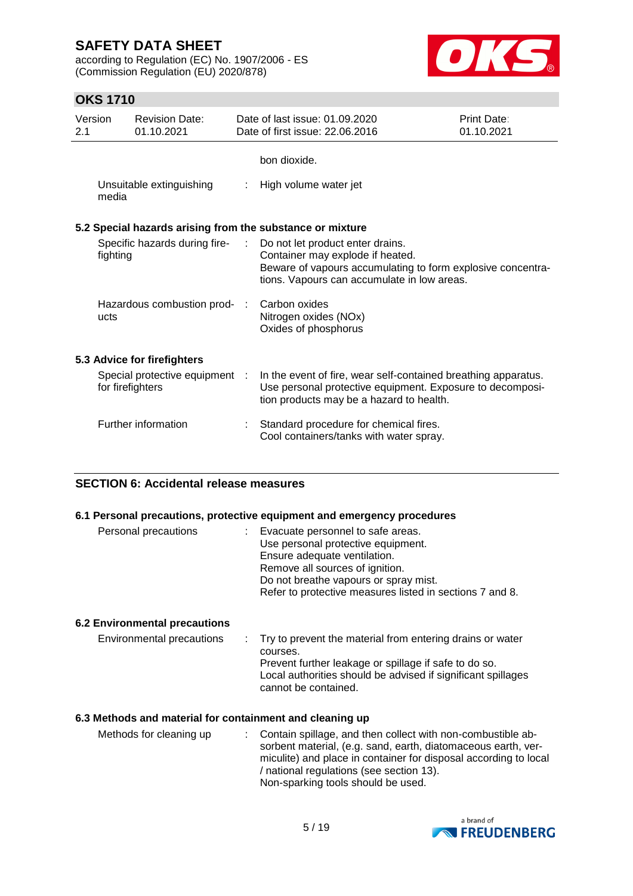bon dioxide.

| | | |
|---|---|---|
| Unsuitable extinguishing media | : | High volume water jet |

### 5.2 Special hazards arising from the substance or mixture

| | | |
|---|---|---|
| Specific hazards during fire-fighting | : | Do not let product enter drains.<br>Container may explode if heated.<br>Beware of vapours accumulating to form explosive concentrations. Vapours can accumulate in low areas. |
| Hazardous combustion products | : | Carbon oxides<br>Nitrogen oxides (NOx)<br>Oxides of phosphorus |

### 5.3 Advice for firefighters

| | | |
|---|---|---|
| Special protective equipment for firefighters | : | In the event of fire, wear self-contained breathing apparatus. Use personal protective equipment. Exposure to decomposition products may be a hazard to health. |
| Further information | : | Standard procedure for chemical fires.<br>Cool containers/tanks with water spray. |

## SECTION 6: Accidental release measures

### 6.1 Personal precautions, protective equipment and emergency procedures

| | | |
|---|---|---|
| Personal precautions | : | Evacuate personnel to safe areas.<br>Use personal protective equipment.<br>Ensure adequate ventilation.<br>Remove all sources of ignition.<br>Do not breathe vapours or spray mist.<br>Refer to protective measures listed in sections 7 and 8. |

### 6.2 Environmental precautions

| | | |
|---|---|---|
| Environmental precautions | : | Try to prevent the material from entering drains or water courses.<br>Prevent further leakage or spillage if safe to do so.<br>Local authorities should be advised if significant spillages cannot be contained. |

### 6.3 Methods and material for containment and cleaning up

| | | |
|---|---|---|
| Methods for cleaning up | : | Contain spillage, and then collect with non-combustible absorbent material, (e.g. sand, earth, diatomaceous earth, vermiculite) and place in container for disposal according to local / national regulations (see section 13).<br>Non-sparking tools should be used. |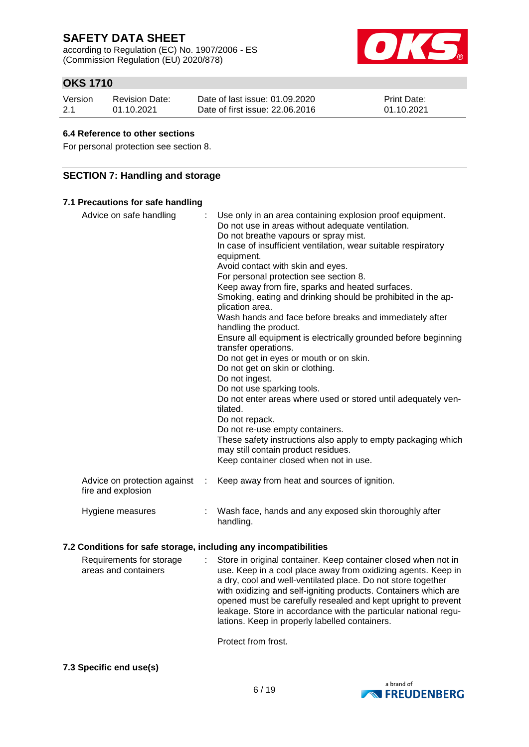### 6.4 Reference to other sections

For personal protection see section 8.

## SECTION 7: Handling and storage

### 7.1 Precautions for safe handling

| | |
|---|---|
| Advice on safe handling | Use only in an area containing explosion proof equipment.<br>Do not use in areas without adequate ventilation.<br>Do not breathe vapours or spray mist.<br>In case of insufficient ventilation, wear suitable respiratory equipment.<br>Avoid contact with skin and eyes.<br>For personal protection see section 8.<br>Keep away from fire, sparks and heated surfaces.<br>Smoking, eating and drinking should be prohibited in the application area.<br>Wash hands and face before breaks and immediately after handling the product.<br>Ensure all equipment is electrically grounded before beginning transfer operations.<br>Do not get in eyes or mouth or on skin.<br>Do not get on skin or clothing.<br>Do not ingest.<br>Do not use sparking tools.<br>Do not enter areas where used or stored until adequately ventilated.<br>Do not repack.<br>Do not re-use empty containers.<br>These safety instructions also apply to empty packaging which may still contain product residues.<br>Keep container closed when not in use. |
| Advice on protection against fire and explosion | Keep away from heat and sources of ignition. |
| Hygiene measures | Wash face, hands and any exposed skin thoroughly after handling. |

### 7.2 Conditions for safe storage, including any incompatibilities

| | |
|---|---|
| Requirements for storage areas and containers | Store in original container. Keep container closed when not in use. Keep in a cool place away from oxidizing agents. Keep in a dry, cool and well-ventilated place. Do not store together with oxidizing and self-igniting products. Containers which are opened must be carefully resealed and kept upright to prevent leakage. Store in accordance with the particular national regulations. Keep in properly labelled containers.<br><br>Protect from frost. |

### 7.3 Specific end use(s)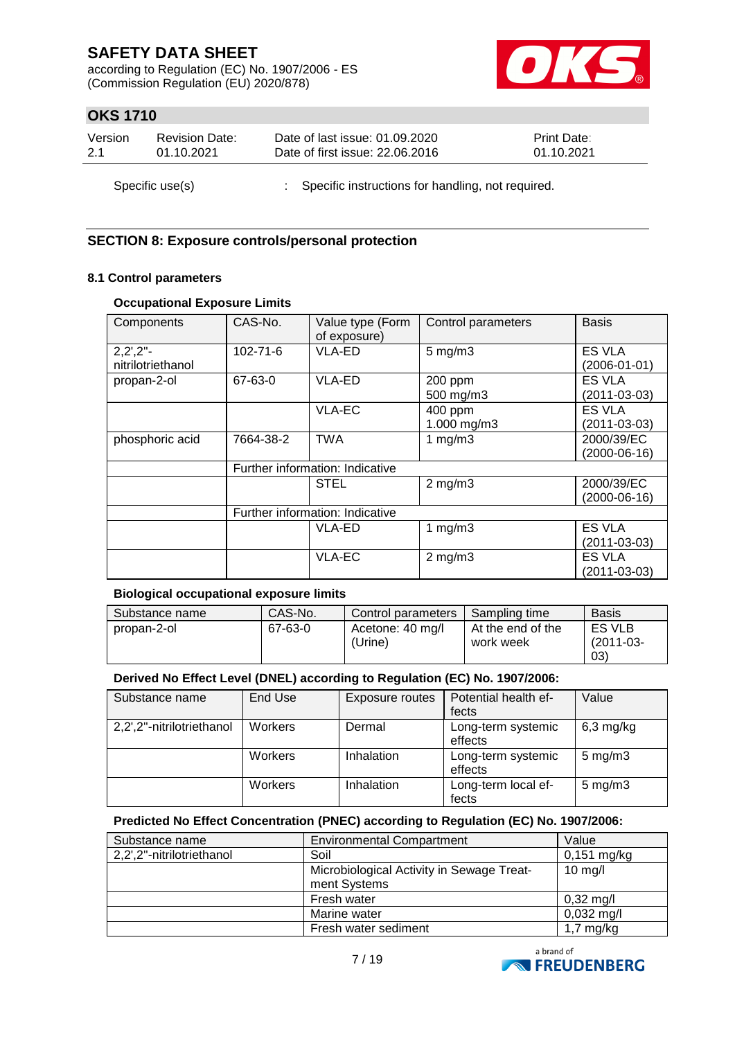Specific use(s) : Specific instructions for handling, not required.

## SECTION 8: Exposure controls/personal protection

### 8.1 Control parameters

**Occupational Exposure Limits**

| Components | CAS-No. | Value type (Form of exposure) | Control parameters | Basis |
|---|---|---|---|---|
| 2,2',2"-nitrilotriethanol | 102-71-6 | VLA-ED | 5 mg/m3 | ES VLA (2006-01-01) |
| propan-2-ol | 67-63-0 | VLA-ED | 200 ppm<br>500 mg/m3 | ES VLA (2011-03-03) |
| | | VLA-EC | 400 ppm<br>1.000 mg/m3 | ES VLA (2011-03-03) |
| phosphoric acid | 7664-38-2 | TWA | 1 mg/m3 | 2000/39/EC (2000-06-16) |
| | Further information: Indicative | | | |
| | | STEL | 2 mg/m3 | 2000/39/EC (2000-06-16) |
| | Further information: Indicative | | | |
| | | VLA-ED | 1 mg/m3 | ES VLA (2011-03-03) |
| | | VLA-EC | 2 mg/m3 | ES VLA (2011-03-03) |

**Biological occupational exposure limits**

| Substance name | CAS-No. | Control parameters | Sampling time | Basis |
|---|---|---|---|---|
| propan-2-ol | 67-63-0 | Acetone: 40 mg/l (Urine) | At the end of the work week | ES VLB (2011-03-03) |

**Derived No Effect Level (DNEL) according to Regulation (EC) No. 1907/2006:**

| Substance name | End Use | Exposure routes | Potential health effects | Value |
|---|---|---|---|---|
| 2,2',2"-nitrilotriethanol | Workers | Dermal | Long-term systemic effects | 6,3 mg/kg |
| | Workers | Inhalation | Long-term systemic effects | 5 mg/m3 |
| | Workers | Inhalation | Long-term local effects | 5 mg/m3 |

**Predicted No Effect Concentration (PNEC) according to Regulation (EC) No. 1907/2006:**

| Substance name | Environmental Compartment | Value |
|---|---|---|
| 2,2',2"-nitrilotriethanol | Soil | 0,151 mg/kg |
| | Microbiological Activity in Sewage Treatment Systems | 10 mg/l |
| | Fresh water | 0,32 mg/l |
| | Marine water | 0,032 mg/l |
| | Fresh water sediment | 1,7 mg/kg |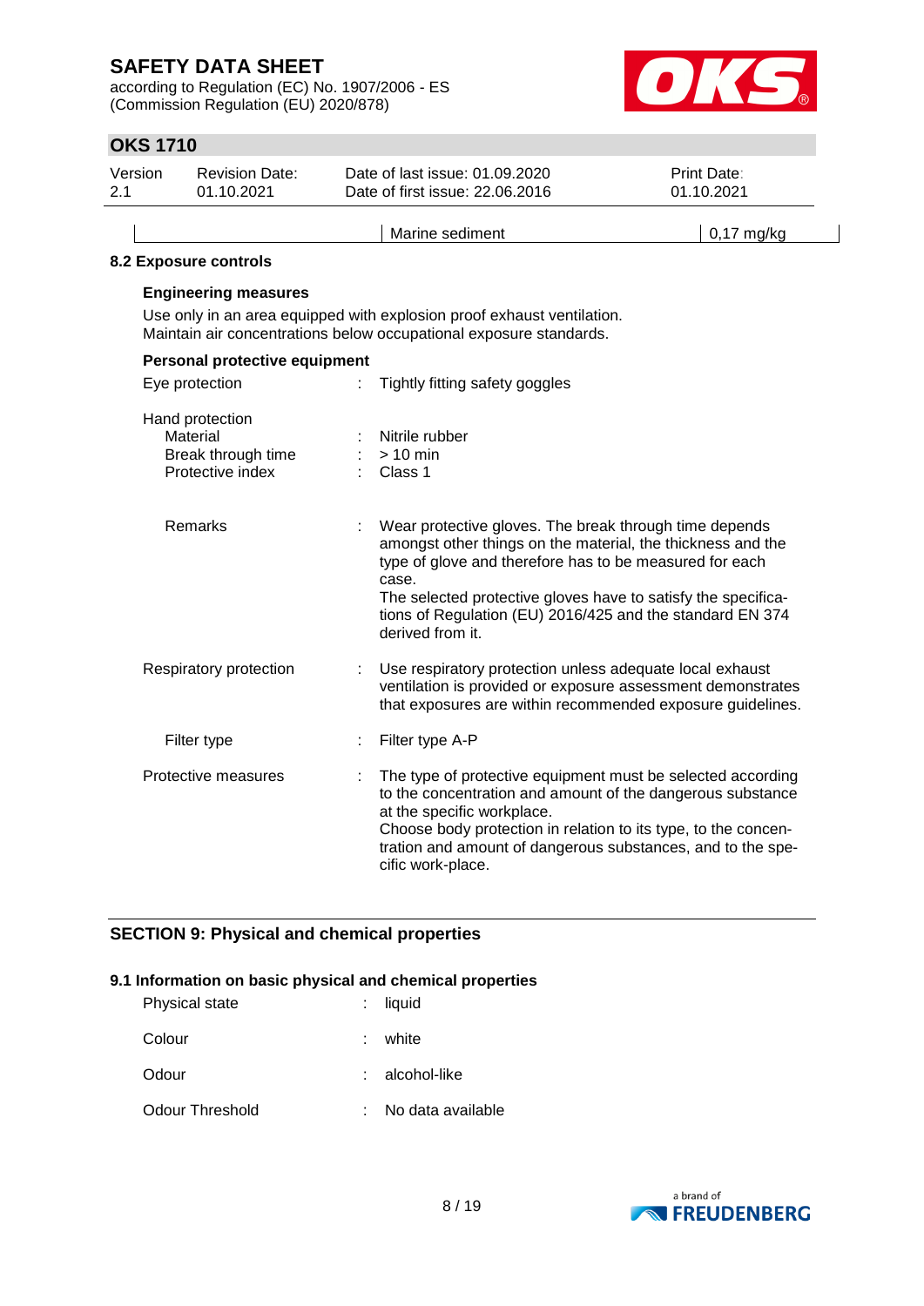| | Marine sediment | 0,17 mg/kg |
|---|---|---|

### 8.2 Exposure controls

**Engineering measures**

Use only in an area equipped with explosion proof exhaust ventilation.
Maintain air concentrations below occupational exposure standards.

**Personal protective equipment**

Eye protection : Tightly fitting safety goggles

Hand protection
- Material : Nitrile rubber
- Break through time : > 10 min
- Protective index : Class 1

Remarks : Wear protective gloves. The break through time depends amongst other things on the material, the thickness and the type of glove and therefore has to be measured for each case.
The selected protective gloves have to satisfy the specifications of Regulation (EU) 2016/425 and the standard EN 374 derived from it.

Respiratory protection : Use respiratory protection unless adequate local exhaust ventilation is provided or exposure assessment demonstrates that exposures are within recommended exposure guidelines.

Filter type : Filter type A-P

Protective measures : The type of protective equipment must be selected according to the concentration and amount of the dangerous substance at the specific workplace.
Choose body protection in relation to its type, to the concentration and amount of dangerous substances, and to the specific work-place.

## SECTION 9: Physical and chemical properties

### 9.1 Information on basic physical and chemical properties

Physical state : liquid

Colour : white

Odour : alcohol-like

Odour Threshold : No data available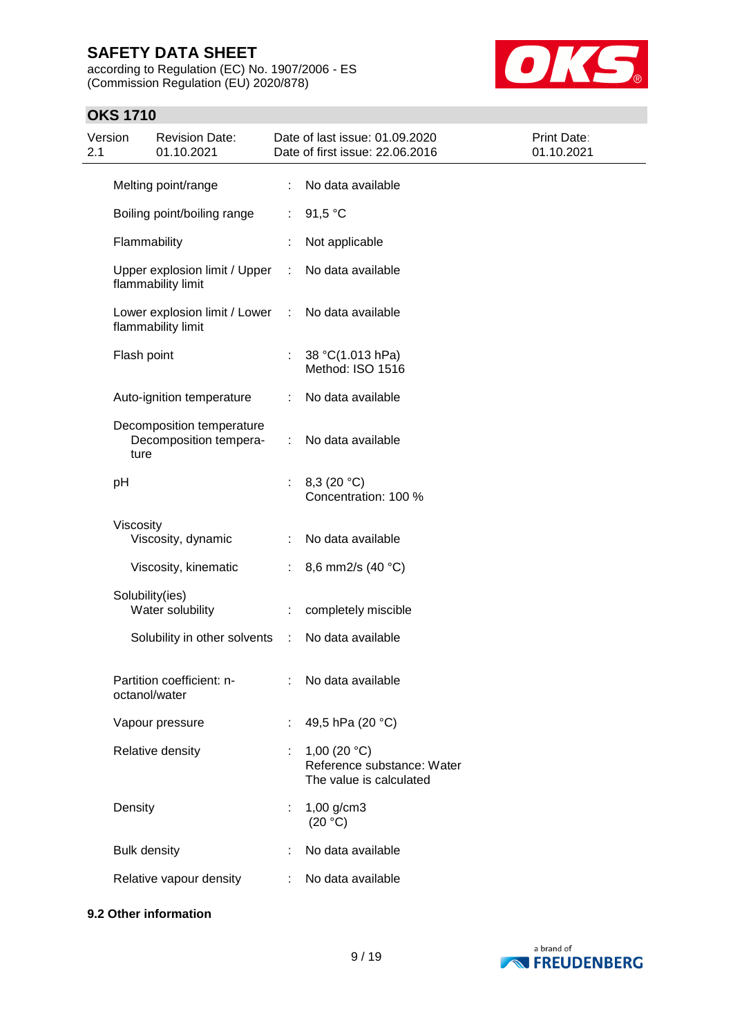| Property | | Value |
|---|---|---|
| Melting point/range | : | No data available |
| Boiling point/boiling range | : | 91,5 °C |
| Flammability | : | Not applicable |
| Upper explosion limit / Upper flammability limit | : | No data available |
| Lower explosion limit / Lower flammability limit | : | No data available |
| Flash point | : | 38 °C(1.013 hPa)<br>Method: ISO 1516 |
| Auto-ignition temperature | : | No data available |
| Decomposition temperature<br>Decomposition temperature | : | No data available |
| pH | : | 8,3 (20 °C)<br>Concentration: 100 % |
| Viscosity<br>Viscosity, dynamic | : | No data available |
| Viscosity, kinematic | : | 8,6 mm2/s (40 °C) |
| Solubility(ies)<br>Water solubility | : | completely miscible |
| Solubility in other solvents | : | No data available |
| Partition coefficient: n-octanol/water | : | No data available |
| Vapour pressure | : | 49,5 hPa (20 °C) |
| Relative density | : | 1,00 (20 °C)<br>Reference substance: Water<br>The value is calculated |
| Density | : | 1,00 g/cm3<br>(20 °C) |
| Bulk density | : | No data available |
| Relative vapour density | : | No data available |

**9.2 Other information**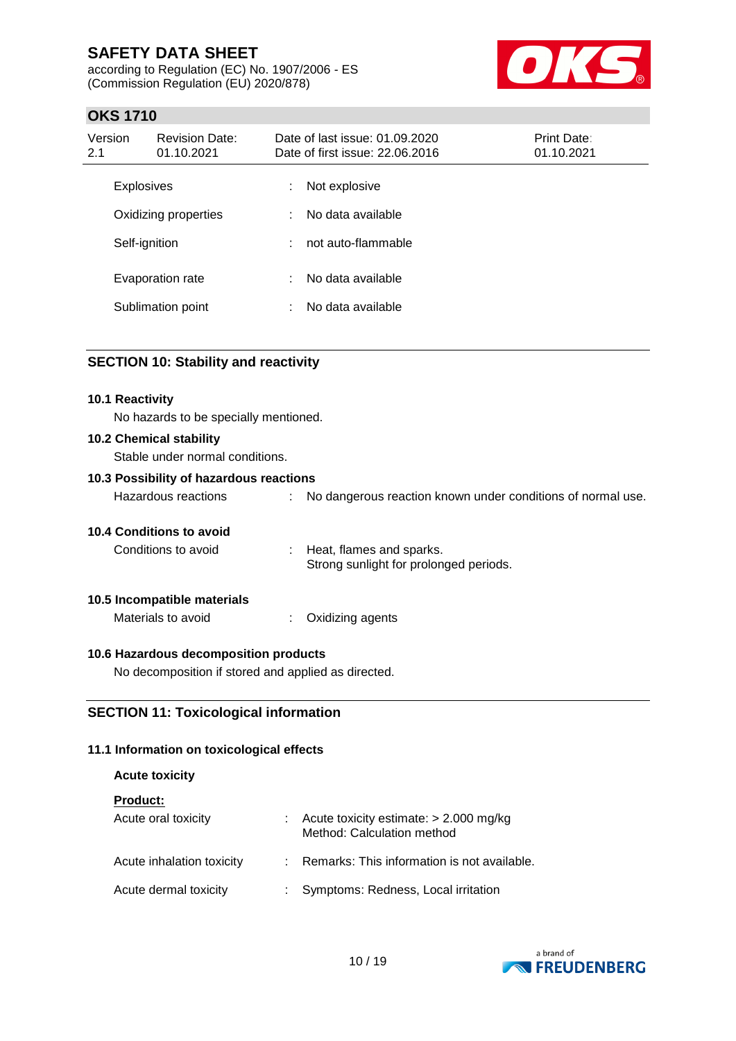| | | |
|---|---|---|
| Explosives | : | Not explosive |
| Oxidizing properties | : | No data available |
| Self-ignition | : | not auto-flammable |
| Evaporation rate | : | No data available |
| Sublimation point | : | No data available |

## SECTION 10: Stability and reactivity

### 10.1 Reactivity

No hazards to be specially mentioned.

### 10.2 Chemical stability

Stable under normal conditions.

### 10.3 Possibility of hazardous reactions

Hazardous reactions : No dangerous reaction known under conditions of normal use.

### 10.4 Conditions to avoid

Conditions to avoid : Heat, flames and sparks.
Strong sunlight for prolonged periods.

### 10.5 Incompatible materials

Materials to avoid : Oxidizing agents

### 10.6 Hazardous decomposition products

No decomposition if stored and applied as directed.

## SECTION 11: Toxicological information

### 11.1 Information on toxicological effects

**Acute toxicity**

**Product:**

| | | |
|---|---|---|
| Acute oral toxicity | : | Acute toxicity estimate: > 2.000 mg/kg<br>Method: Calculation method |
| Acute inhalation toxicity | : | Remarks: This information is not available. |
| Acute dermal toxicity | : | Symptoms: Redness, Local irritation |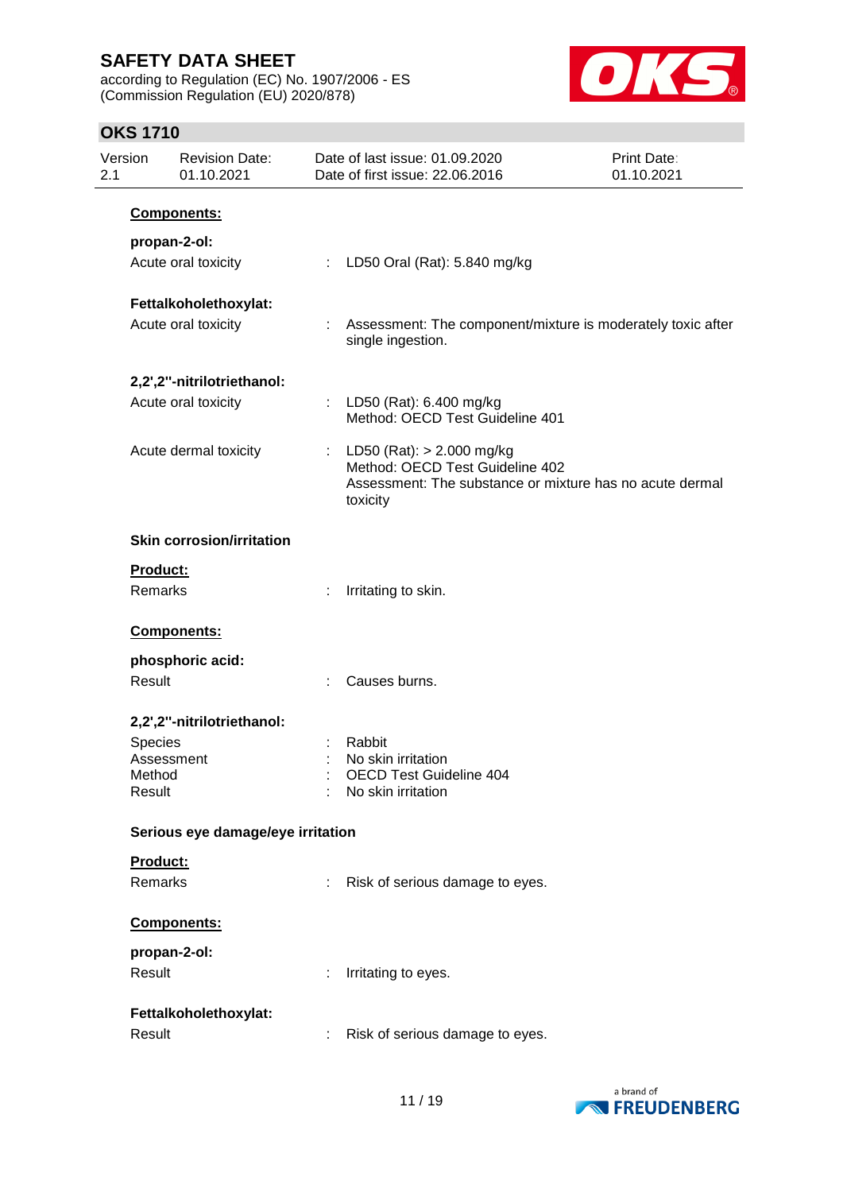**Components:**

**propan-2-ol:**

Acute oral toxicity : LD50 Oral (Rat): 5.840 mg/kg

**Fettalkoholethoxylat:**

Acute oral toxicity : Assessment: The component/mixture is moderately toxic after single ingestion.

**2,2',2''-nitrilotriethanol:**

Acute oral toxicity : LD50 (Rat): 6.400 mg/kg
Method: OECD Test Guideline 401

Acute dermal toxicity : LD50 (Rat): > 2.000 mg/kg
Method: OECD Test Guideline 402
Assessment: The substance or mixture has no acute dermal toxicity

**Skin corrosion/irritation**

**Product:**

Remarks : Irritating to skin.

**Components:**

**phosphoric acid:**

Result : Causes burns.

**2,2',2''-nitrilotriethanol:**

Species : Rabbit
Assessment : No skin irritation
Method : OECD Test Guideline 404
Result : No skin irritation

**Serious eye damage/eye irritation**

**Product:**

Remarks : Risk of serious damage to eyes.

**Components:**

**propan-2-ol:**

Result : Irritating to eyes.

**Fettalkoholethoxylat:**

Result : Risk of serious damage to eyes.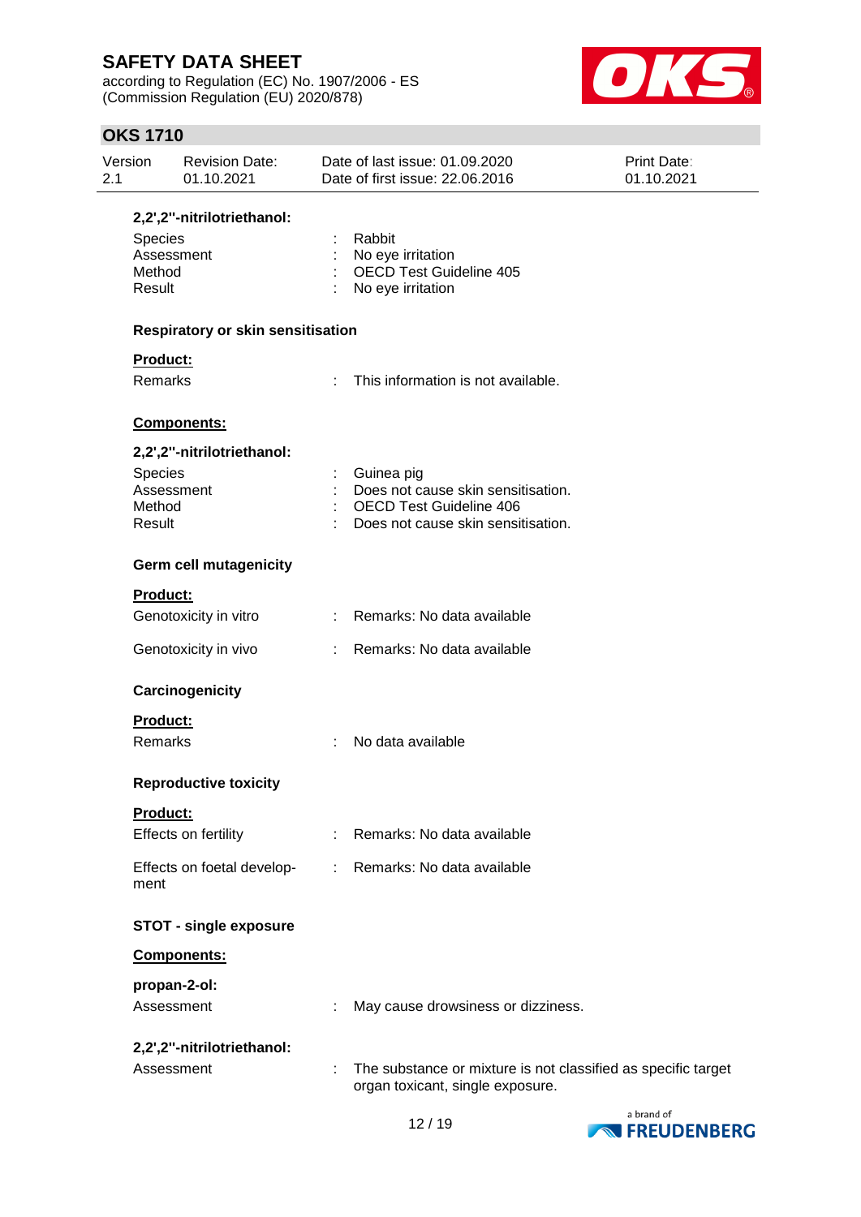**2,2',2''-nitrilotriethanol:**

| | | |
|---|---|---|
| Species | : | Rabbit |
| Assessment | : | No eye irritation |
| Method | : | OECD Test Guideline 405 |
| Result | : | No eye irritation |

### Respiratory or skin sensitisation

**Product:**

Remarks : This information is not available.

**Components:**

**2,2',2''-nitrilotriethanol:**

| | | |
|---|---|---|
| Species | : | Guinea pig |
| Assessment | : | Does not cause skin sensitisation. |
| Method | : | OECD Test Guideline 406 |
| Result | : | Does not cause skin sensitisation. |

### Germ cell mutagenicity

**Product:**

Genotoxicity in vitro : Remarks: No data available

Genotoxicity in vivo : Remarks: No data available

### Carcinogenicity

**Product:**

Remarks : No data available

### Reproductive toxicity

**Product:**

Effects on fertility : Remarks: No data available

Effects on foetal development : Remarks: No data available

### STOT - single exposure

**Components:**

**propan-2-ol:**

Assessment : May cause drowsiness or dizziness.

**2,2',2''-nitrilotriethanol:**

Assessment : The substance or mixture is not classified as specific target organ toxicant, single exposure.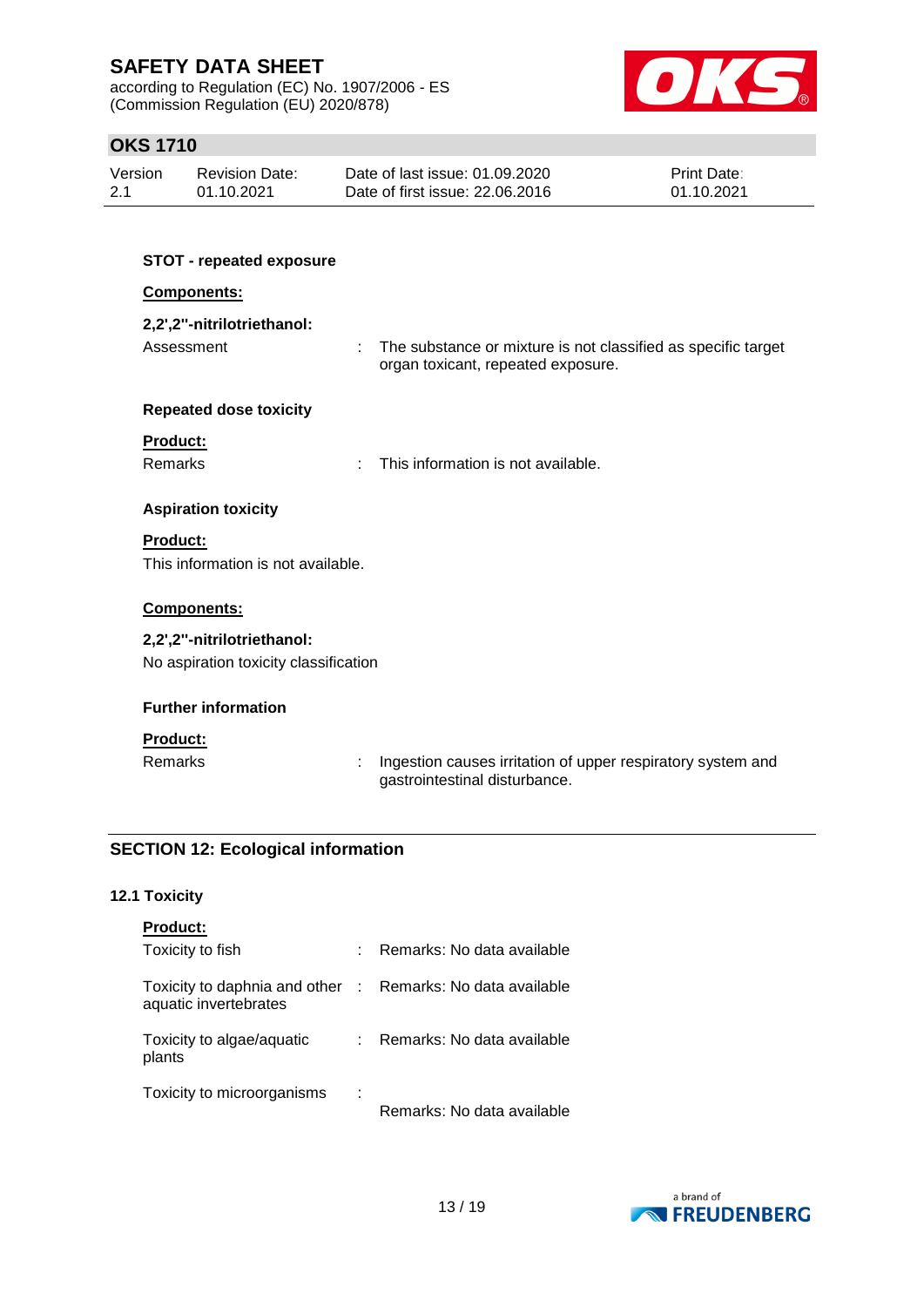**STOT - repeated exposure**

**Components:**

**2,2',2''-nitrilotriethanol:**

Assessment : The substance or mixture is not classified as specific target organ toxicant, repeated exposure.

**Repeated dose toxicity**

**Product:**

Remarks : This information is not available.

**Aspiration toxicity**

**Product:**

This information is not available.

**Components:**

**2,2',2''-nitrilotriethanol:**

No aspiration toxicity classification

**Further information**

**Product:**

Remarks : Ingestion causes irritation of upper respiratory system and gastrointestinal disturbance.

## SECTION 12: Ecological information

### 12.1 Toxicity

**Product:**

Toxicity to fish : Remarks: No data available

Toxicity to daphnia and other aquatic invertebrates : Remarks: No data available

Toxicity to algae/aquatic plants : Remarks: No data available

Toxicity to microorganisms : Remarks: No data available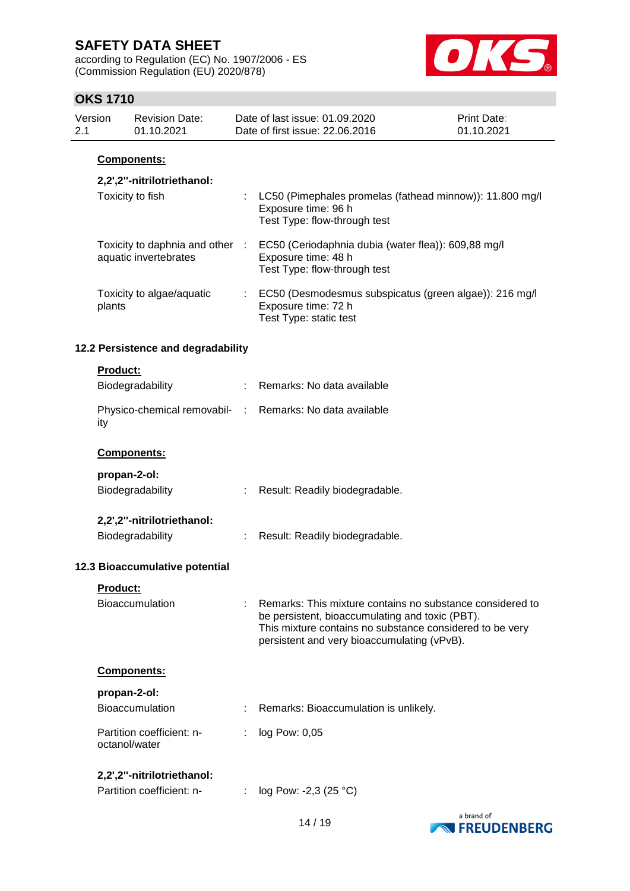**Components:**

**2,2',2''-nitrilotriethanol:**

Toxicity to fish : LC50 (Pimephales promelas (fathead minnow)): 11.800 mg/l
Exposure time: 96 h
Test Type: flow-through test

Toxicity to daphnia and other aquatic invertebrates : EC50 (Ceriodaphnia dubia (water flea)): 609,88 mg/l
Exposure time: 48 h
Test Type: flow-through test

Toxicity to algae/aquatic plants : EC50 (Desmodesmus subspicatus (green algae)): 216 mg/l
Exposure time: 72 h
Test Type: static test

### 12.2 Persistence and degradability

**Product:**

Biodegradability : Remarks: No data available

Physico-chemical removability : Remarks: No data available

**Components:**

**propan-2-ol:**

Biodegradability : Result: Readily biodegradable.

**2,2',2''-nitrilotriethanol:**

Biodegradability : Result: Readily biodegradable.

### 12.3 Bioaccumulative potential

**Product:**

Bioaccumulation : Remarks: This mixture contains no substance considered to be persistent, bioaccumulating and toxic (PBT).
This mixture contains no substance considered to be very persistent and very bioaccumulating (vPvB).

**Components:**

**propan-2-ol:**

Bioaccumulation : Remarks: Bioaccumulation is unlikely.

Partition coefficient: n-octanol/water : log Pow: 0,05

**2,2',2''-nitrilotriethanol:**

Partition coefficient: n- : log Pow: -2,3 (25 °C)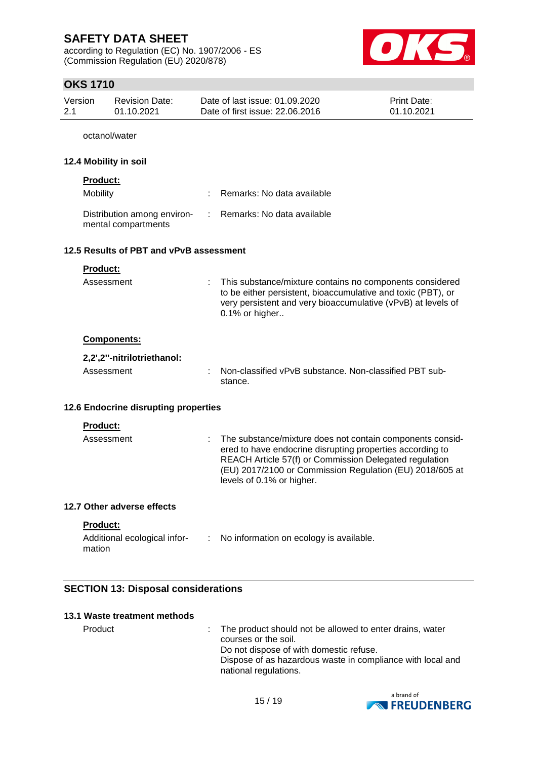octanol/water

### 12.4 Mobility in soil

**Product:**

| | | |
|---|---|---|
| Mobility | : | Remarks: No data available |
| Distribution among environmental compartments | : | Remarks: No data available |

### 12.5 Results of PBT and vPvB assessment

**Product:**

| | | |
|---|---|---|
| Assessment | : | This substance/mixture contains no components considered to be either persistent, bioaccumulative and toxic (PBT), or very persistent and very bioaccumulative (vPvB) at levels of 0.1% or higher.. |

**Components:**

**2,2',2''-nitrilotriethanol:**

| | | |
|---|---|---|
| Assessment | : | Non-classified vPvB substance. Non-classified PBT substance. |

### 12.6 Endocrine disrupting properties

**Product:**

| | | |
|---|---|---|
| Assessment | : | The substance/mixture does not contain components considered to have endocrine disrupting properties according to REACH Article 57(f) or Commission Delegated regulation (EU) 2017/2100 or Commission Regulation (EU) 2018/605 at levels of 0.1% or higher. |

### 12.7 Other adverse effects

**Product:**

| | | |
|---|---|---|
| Additional ecological information | : | No information on ecology is available. |

## SECTION 13: Disposal considerations

### 13.1 Waste treatment methods

| | | |
|---|---|---|
| Product | : | The product should not be allowed to enter drains, water courses or the soil.<br>Do not dispose of with domestic refuse.<br>Dispose of as hazardous waste in compliance with local and national regulations. |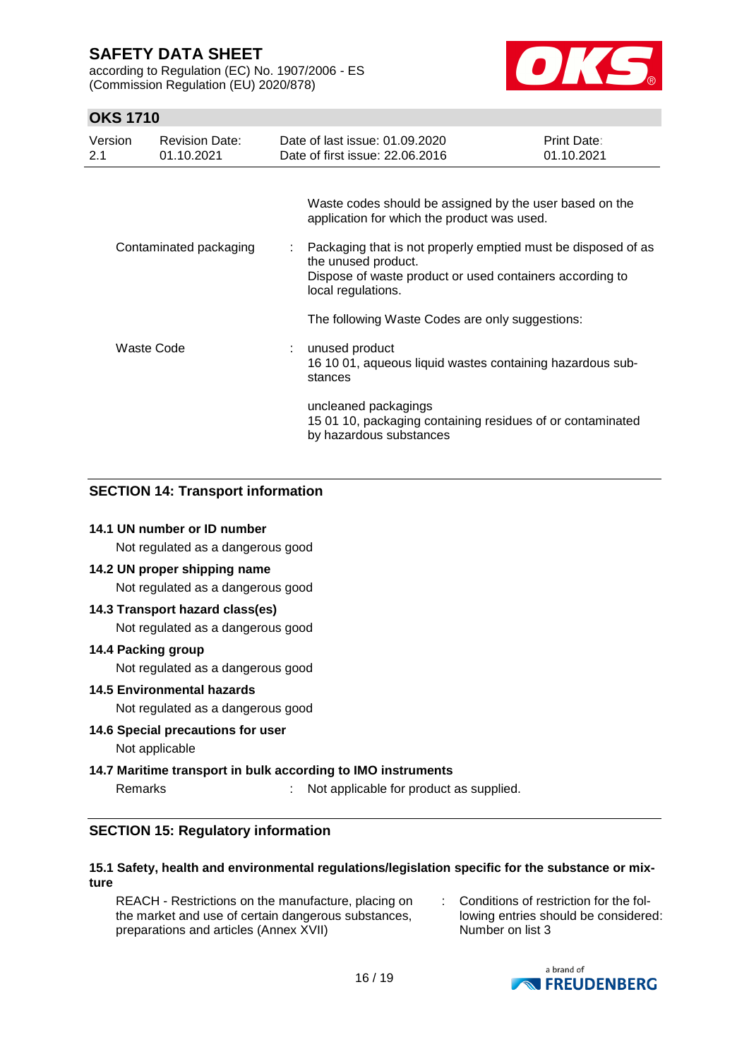| | | |
|---|---|---|
| | | Waste codes should be assigned by the user based on the application for which the product was used. |
| Contaminated packaging | : | Packaging that is not properly emptied must be disposed of as the unused product.<br>Dispose of waste product or used containers according to local regulations. |
| | | The following Waste Codes are only suggestions: |
| Waste Code | : | unused product<br>16 10 01, aqueous liquid wastes containing hazardous substances |
| | | uncleaned packagings<br>15 01 10, packaging containing residues of or contaminated by hazardous substances |

## SECTION 14: Transport information

**14.1 UN number or ID number**

Not regulated as a dangerous good

**14.2 UN proper shipping name**

Not regulated as a dangerous good

**14.3 Transport hazard class(es)**

Not regulated as a dangerous good

**14.4 Packing group**

Not regulated as a dangerous good

**14.5 Environmental hazards**

Not regulated as a dangerous good

**14.6 Special precautions for user**

Not applicable

**14.7 Maritime transport in bulk according to IMO instruments**

Remarks : Not applicable for product as supplied.

## SECTION 15: Regulatory information

**15.1 Safety, health and environmental regulations/legislation specific for the substance or mixture**

| | | |
|---|---|---|
| REACH - Restrictions on the manufacture, placing on the market and use of certain dangerous substances, preparations and articles (Annex XVII) | : | Conditions of restriction for the following entries should be considered:<br>Number on list 3 |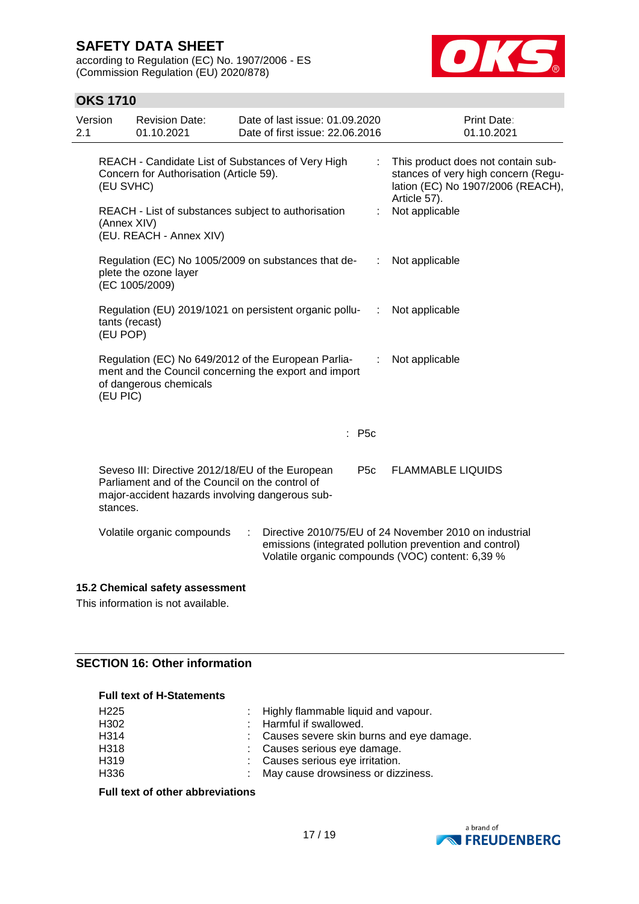| | | |
|---|---|---|
| REACH - Candidate List of Substances of Very High Concern for Authorisation (Article 59). (EU SVHC) | : | This product does not contain substances of very high concern (Regulation (EC) No 1907/2006 (REACH), Article 57). |
| REACH - List of substances subject to authorisation (Annex XIV) (EU. REACH - Annex XIV) | : | Not applicable |
| Regulation (EC) No 1005/2009 on substances that deplete the ozone layer (EC 1005/2009) | : | Not applicable |
| Regulation (EU) 2019/1021 on persistent organic pollutants (recast) (EU POP) | : | Not applicable |
| Regulation (EC) No 649/2012 of the European Parliament and the Council concerning the export and import of dangerous chemicals (EU PIC) | : | Not applicable |

: P5c

| | | |
|---|---|---|
| Seveso III: Directive 2012/18/EU of the European Parliament and of the Council on the control of major-accident hazards involving dangerous substances. | P5c | FLAMMABLE LIQUIDS |

Volatile organic compounds : Directive 2010/75/EU of 24 November 2010 on industrial emissions (integrated pollution prevention and control) Volatile organic compounds (VOC) content: 6,39 %

### 15.2 Chemical safety assessment

This information is not available.

## SECTION 16: Other information

**Full text of H-Statements**

| | |
|---|---|
| H225 | : Highly flammable liquid and vapour. |
| H302 | : Harmful if swallowed. |
| H314 | : Causes severe skin burns and eye damage. |
| H318 | : Causes serious eye damage. |
| H319 | : Causes serious eye irritation. |
| H336 | : May cause drowsiness or dizziness. |

**Full text of other abbreviations**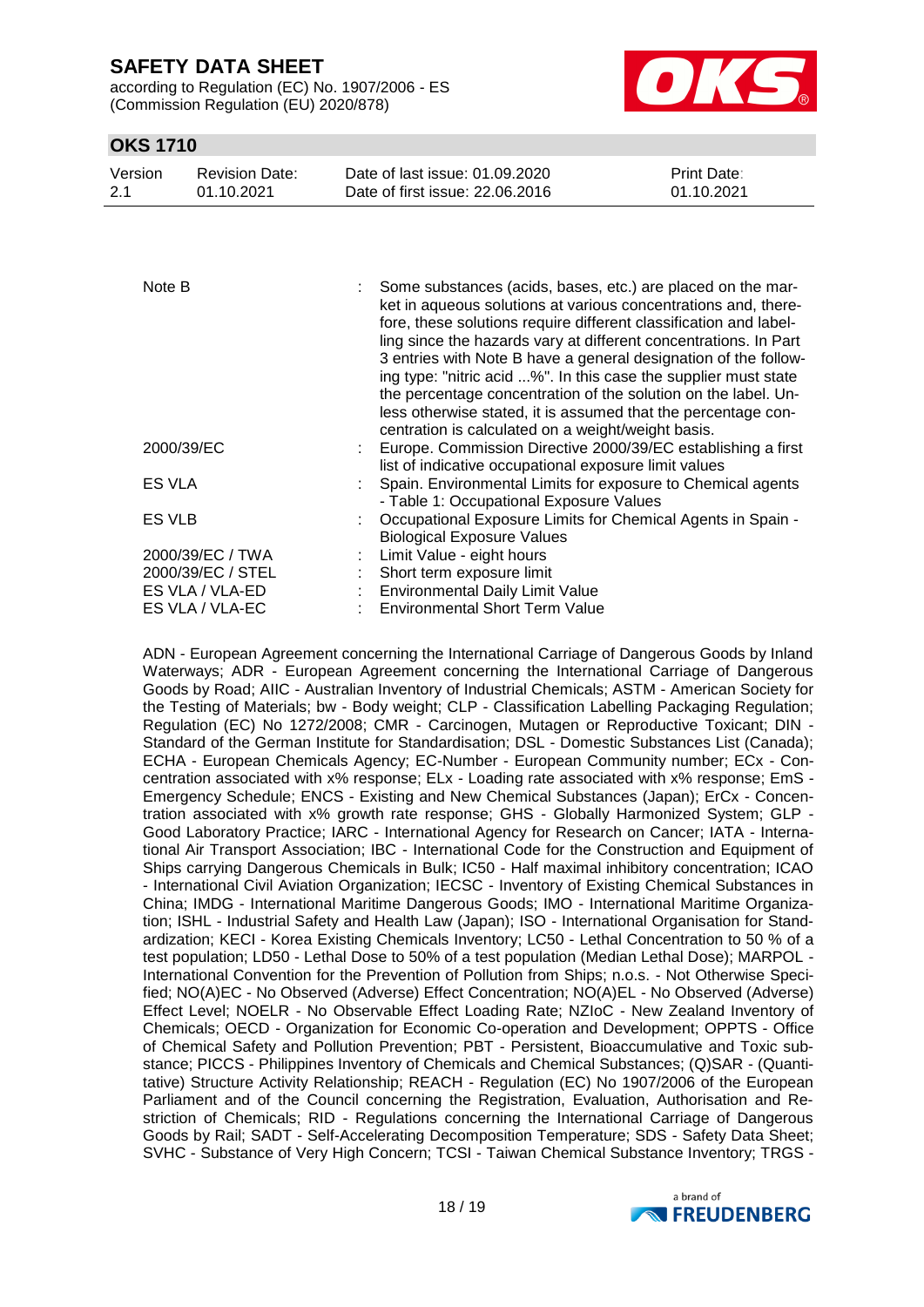| | |
|---|---|
| Note B | : Some substances (acids, bases, etc.) are placed on the market in aqueous solutions at various concentrations and, therefore, these solutions require different classification and labelling since the hazards vary at different concentrations. In Part 3 entries with Note B have a general designation of the following type: "nitric acid ...%". In this case the supplier must state the percentage concentration of the solution on the label. Unless otherwise stated, it is assumed that the percentage concentration is calculated on a weight/weight basis. |
| 2000/39/EC | : Europe. Commission Directive 2000/39/EC establishing a first list of indicative occupational exposure limit values |
| ES VLA | : Spain. Environmental Limits for exposure to Chemical agents - Table 1: Occupational Exposure Values |
| ES VLB | : Occupational Exposure Limits for Chemical Agents in Spain - Biological Exposure Values |
| 2000/39/EC / TWA | : Limit Value - eight hours |
| 2000/39/EC / STEL | : Short term exposure limit |
| ES VLA / VLA-ED | : Environmental Daily Limit Value |
| ES VLA / VLA-EC | : Environmental Short Term Value |

ADN - European Agreement concerning the International Carriage of Dangerous Goods by Inland Waterways; ADR - European Agreement concerning the International Carriage of Dangerous Goods by Road; AIIC - Australian Inventory of Industrial Chemicals; ASTM - American Society for the Testing of Materials; bw - Body weight; CLP - Classification Labelling Packaging Regulation; Regulation (EC) No 1272/2008; CMR - Carcinogen, Mutagen or Reproductive Toxicant; DIN - Standard of the German Institute for Standardisation; DSL - Domestic Substances List (Canada); ECHA - European Chemicals Agency; EC-Number - European Community number; ECx - Concentration associated with x% response; ELx - Loading rate associated with x% response; EmS - Emergency Schedule; ENCS - Existing and New Chemical Substances (Japan); ErCx - Concentration associated with x% growth rate response; GHS - Globally Harmonized System; GLP - Good Laboratory Practice; IARC - International Agency for Research on Cancer; IATA - International Air Transport Association; IBC - International Code for the Construction and Equipment of Ships carrying Dangerous Chemicals in Bulk; IC50 - Half maximal inhibitory concentration; ICAO - International Civil Aviation Organization; IECSC - Inventory of Existing Chemical Substances in China; IMDG - International Maritime Dangerous Goods; IMO - International Maritime Organization; ISHL - Industrial Safety and Health Law (Japan); ISO - International Organisation for Standardization; KECI - Korea Existing Chemicals Inventory; LC50 - Lethal Concentration to 50 % of a test population; LD50 - Lethal Dose to 50% of a test population (Median Lethal Dose); MARPOL - International Convention for the Prevention of Pollution from Ships; n.o.s. - Not Otherwise Specified; NO(A)EC - No Observed (Adverse) Effect Concentration; NO(A)EL - No Observed (Adverse) Effect Level; NOELR - No Observable Effect Loading Rate; NZIoC - New Zealand Inventory of Chemicals; OECD - Organization for Economic Co-operation and Development; OPPTS - Office of Chemical Safety and Pollution Prevention; PBT - Persistent, Bioaccumulative and Toxic substance; PICCS - Philippines Inventory of Chemicals and Chemical Substances; (Q)SAR - (Quantitative) Structure Activity Relationship; REACH - Regulation (EC) No 1907/2006 of the European Parliament and of the Council concerning the Registration, Evaluation, Authorisation and Restriction of Chemicals; RID - Regulations concerning the International Carriage of Dangerous Goods by Rail; SADT - Self-Accelerating Decomposition Temperature; SDS - Safety Data Sheet; SVHC - Substance of Very High Concern; TCSI - Taiwan Chemical Substance Inventory; TRGS -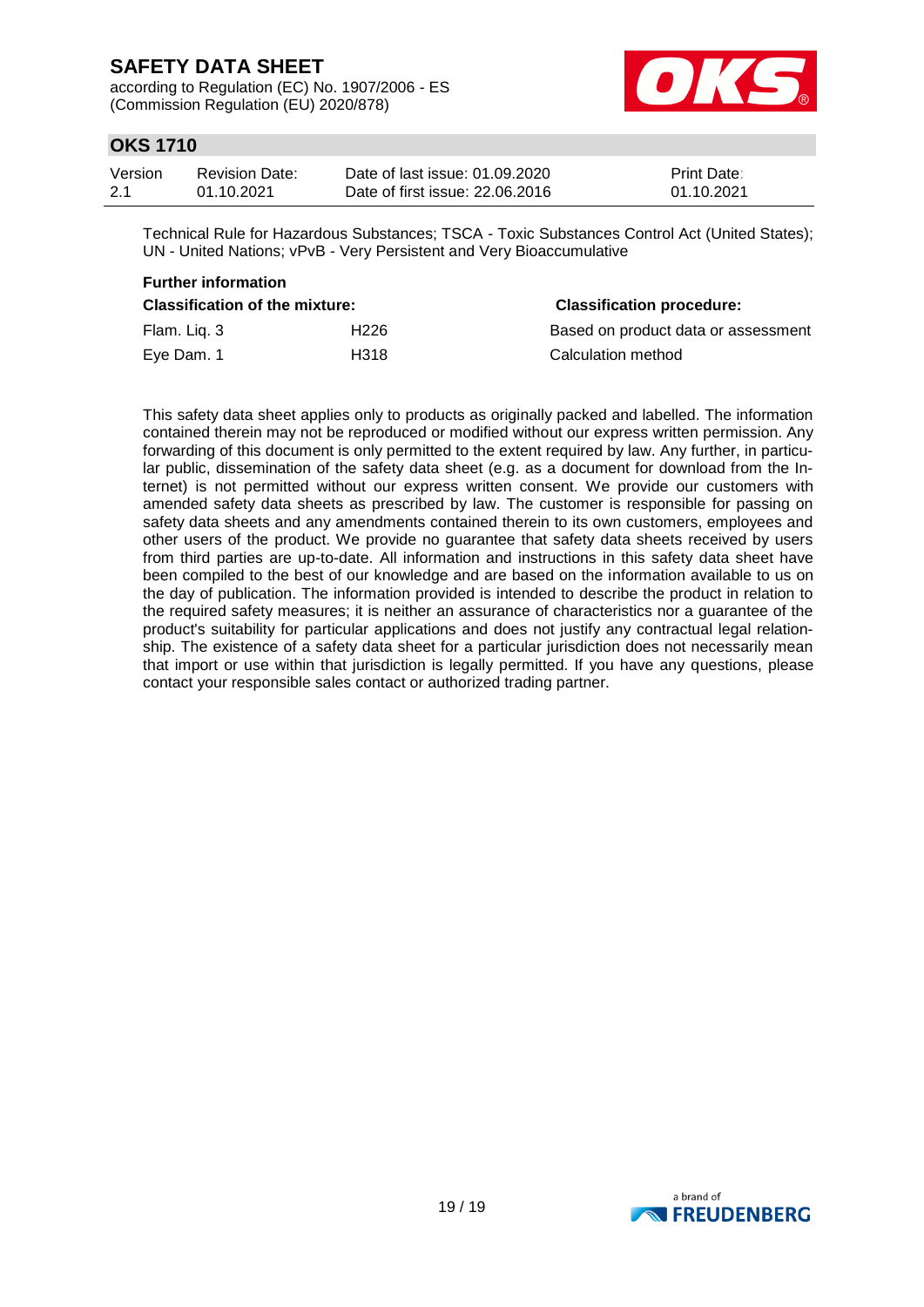Technical Rule for Hazardous Substances; TSCA - Toxic Substances Control Act (United States); UN - United Nations; vPvB - Very Persistent and Very Bioaccumulative

**Further information**

| Classification of the mixture: | | Classification procedure: |
|---|---|---|
| Flam. Liq. 3 | H226 | Based on product data or assessment |
| Eye Dam. 1 | H318 | Calculation method |

This safety data sheet applies only to products as originally packed and labelled. The information contained therein may not be reproduced or modified without our express written permission. Any forwarding of this document is only permitted to the extent required by law. Any further, in particular public, dissemination of the safety data sheet (e.g. as a document for download from the Internet) is not permitted without our express written consent. We provide our customers with amended safety data sheets as prescribed by law. The customer is responsible for passing on safety data sheets and any amendments contained therein to its own customers, employees and other users of the product. We provide no guarantee that safety data sheets received by users from third parties are up-to-date. All information and instructions in this safety data sheet have been compiled to the best of our knowledge and are based on the information available to us on the day of publication. The information provided is intended to describe the product in relation to the required safety measures; it is neither an assurance of characteristics nor a guarantee of the product's suitability for particular applications and does not justify any contractual legal relationship. The existence of a safety data sheet for a particular jurisdiction does not necessarily mean that import or use within that jurisdiction is legally permitted. If you have any questions, please contact your responsible sales contact or authorized trading partner.